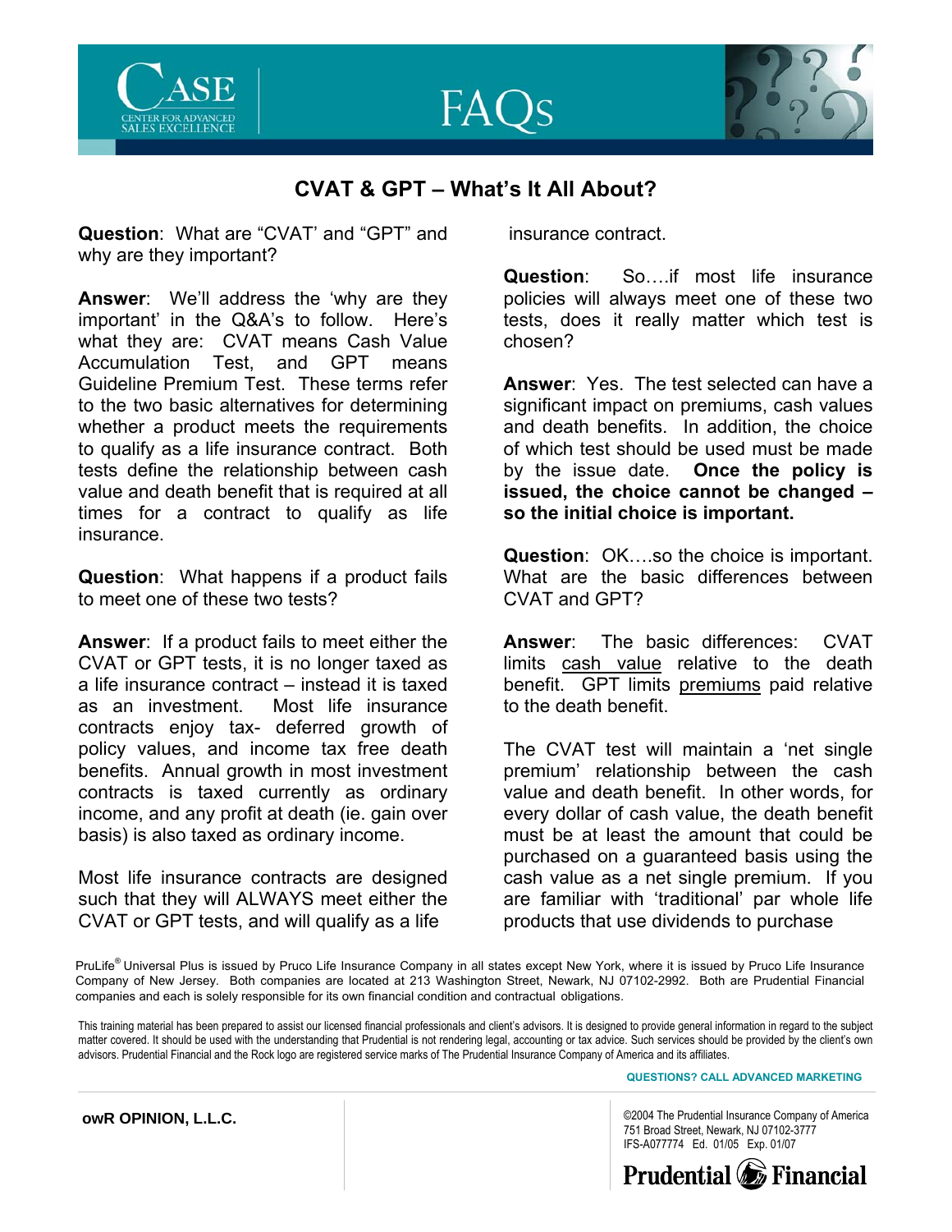# CVAT & GPT – What's It All About?

**Question**: What are "CVAT' and "GPT" and why are they important?

**Answer**: We'll address the 'why are they important' in the Q&A's to follow. Here's what they are: CVAT means Cash Value Accumulation Test, and GPT means Guideline Premium Test. These terms refer to the two basic alternatives for determining whether a product meets the requirements to qualify as a life insurance contract. Both tests define the relationship between cash value and death benefit that is required at all times for a contract to qualify as life insurance.

**Question**: What happens if a product fails to meet one of these two tests?

**Answer**: If a product fails to meet either the CVAT or GPT tests, it is no longer taxed as a life insurance contract – instead it is taxed as an investment. Most life insurance contracts enjoy tax- deferred growth of policy values, and income tax free death benefits. Annual growth in most investment contracts is taxed currently as ordinary income, and any profit at death (ie. gain over basis) is also taxed as ordinary income.

Most life insurance contracts are designed such that they will ALWAYS meet either the CVAT or GPT tests, and will qualify as a life insurance contract.

**Question**: So….if most life insurance policies will always meet one of these two tests, does it really matter which test is chosen?

**Answer**: Yes. The test selected can have a significant impact on premiums, cash values and death benefits. In addition, the choice of which test should be used must be made by the issue date. **Once the policy is issued, the choice cannot be changed – so the initial choice is important.**

**Question**: OK….so the choice is important. What are the basic differences between CVAT and GPT?

**Answer**: The basic differences: CVAT limits <u>cash value</u> relative to the death benefit. GPT limits <u>premiums</u> paid relative to the death benefit.

The CVAT test will maintain a 'net single premium' relationship between the cash value and death benefit. In other words, for every dollar of cash value, the death benefit must be at least the amount that could be purchased on a guaranteed basis using the cash value as a net single premium. If you are familiar with 'traditional' par whole life products that use dividends to purchase

PruLife® Universal Plus is issued by Pruco Life Insurance Company in all states except New York, where it is issued by Pruco Life Insurance Company of New Jersey. Both companies are located at 213 Washington Street, Newark, NJ 07102-2992. Both are Prudential Financial companies and each is solely responsible for its own financial condition and contractual obligations.

This training material has been prepared to assist our licensed financial professionals and client's advisors. It is designed to provide general information in regard to the subject matter covered. It should be used with the understanding that Prudential is not rendering legal, accounting or tax advice. Such services should be provided by the client's own advisors. Prudential Financial and the Rock logo are registered service marks of The Prudential Insurance Company of America and its affiliates.

QUESTIONS? CALL ADVANCED MARKETING

owR OPINION, L.L.C.

©2004 The Prudential Insurance Company of America
751 Broad Street, Newark, NJ 07102-3777
IFS-A077774 Ed. 01/05 Exp. 01/07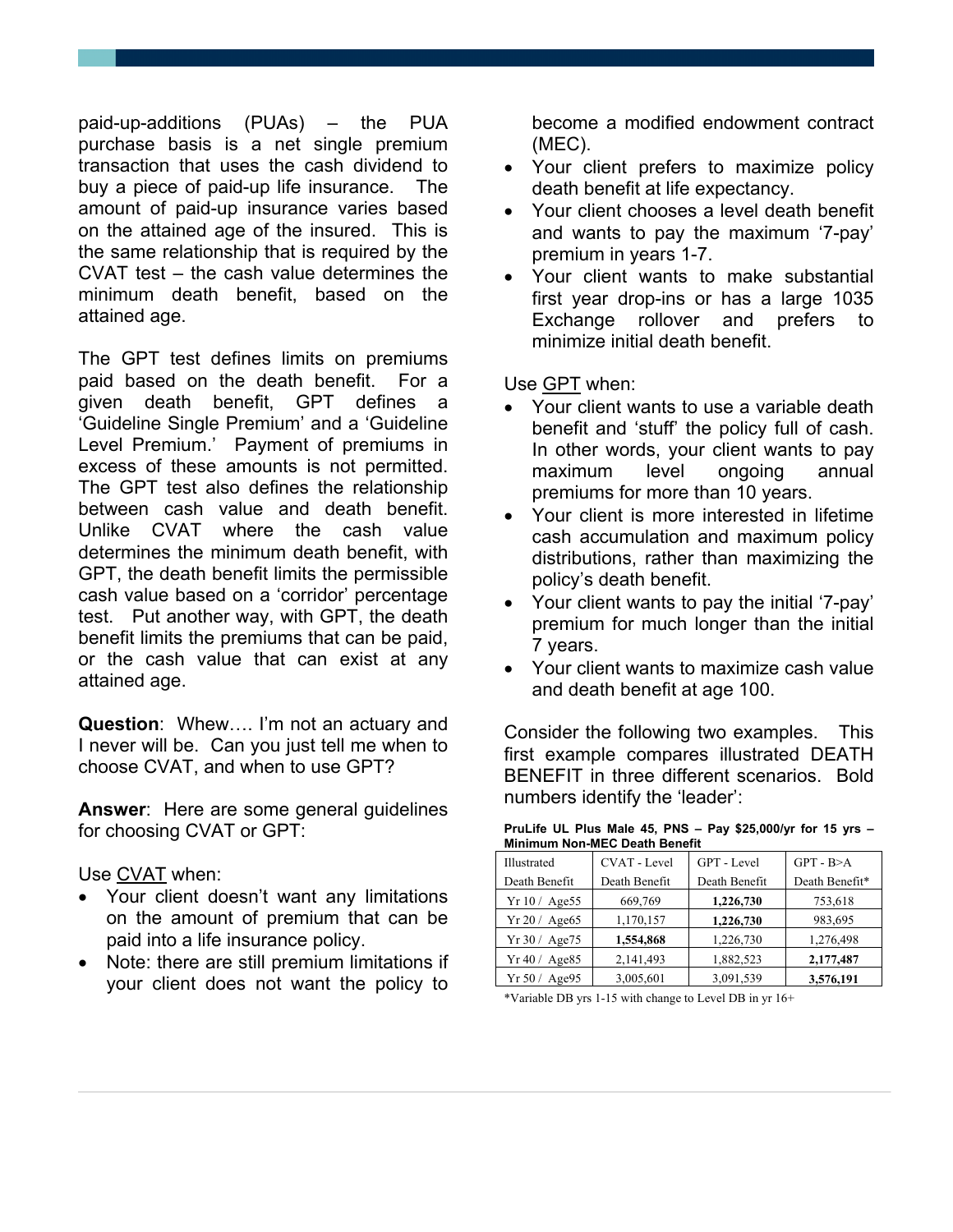paid-up-additions (PUAs) – the PUA purchase basis is a net single premium transaction that uses the cash dividend to buy a piece of paid-up life insurance. The amount of paid-up insurance varies based on the attained age of the insured. This is the same relationship that is required by the CVAT test – the cash value determines the minimum death benefit, based on the attained age.

The GPT test defines limits on premiums paid based on the death benefit. For a given death benefit, GPT defines a 'Guideline Single Premium' and a 'Guideline Level Premium.' Payment of premiums in excess of these amounts is not permitted. The GPT test also defines the relationship between cash value and death benefit. Unlike CVAT where the cash value determines the minimum death benefit, with GPT, the death benefit limits the permissible cash value based on a 'corridor' percentage test. Put another way, with GPT, the death benefit limits the premiums that can be paid, or the cash value that can exist at any attained age.

**Question**: Whew…. I'm not an actuary and I never will be. Can you just tell me when to choose CVAT, and when to use GPT?

**Answer**: Here are some general guidelines for choosing CVAT or GPT:

Use <u>CVAT</u> when:

- Your client doesn't want any limitations on the amount of premium that can be paid into a life insurance policy.
- Note: there are still premium limitations if your client does not want the policy to become a modified endowment contract (MEC).
- Your client prefers to maximize policy death benefit at life expectancy.
- Your client chooses a level death benefit and wants to pay the maximum '7-pay' premium in years 1-7.
- Your client wants to make substantial first year drop-ins or has a large 1035 Exchange rollover and prefers to minimize initial death benefit.

Use <u>GPT</u> when:

- Your client wants to use a variable death benefit and 'stuff' the policy full of cash. In other words, your client wants to pay maximum level ongoing annual premiums for more than 10 years.
- Your client is more interested in lifetime cash accumulation and maximum policy distributions, rather than maximizing the policy's death benefit.
- Your client wants to pay the initial '7-pay' premium for much longer than the initial 7 years.
- Your client wants to maximize cash value and death benefit at age 100.

Consider the following two examples. This first example compares illustrated DEATH BENEFIT in three different scenarios. Bold numbers identify the 'leader':

**PruLife UL Plus Male 45, PNS – Pay $25,000/yr for 15 yrs – Minimum Non-MEC Death Benefit**

| Illustrated Death Benefit | CVAT - Level Death Benefit | GPT - Level Death Benefit | GPT - B>A Death Benefit* |
|---|---|---|---|
| Yr 10 / Age55 | 669,769 | **1,226,730** | 753,618 |
| Yr 20 / Age65 | 1,170,157 | **1,226,730** | 983,695 |
| Yr 30 / Age75 | **1,554,868** | 1,226,730 | 1,276,498 |
| Yr 40 / Age85 | 2,141,493 | 1,882,523 | **2,177,487** |
| Yr 50 / Age95 | 3,005,601 | 3,091,539 | **3,576,191** |

*Variable DB yrs 1-15 with change to Level DB in yr 16+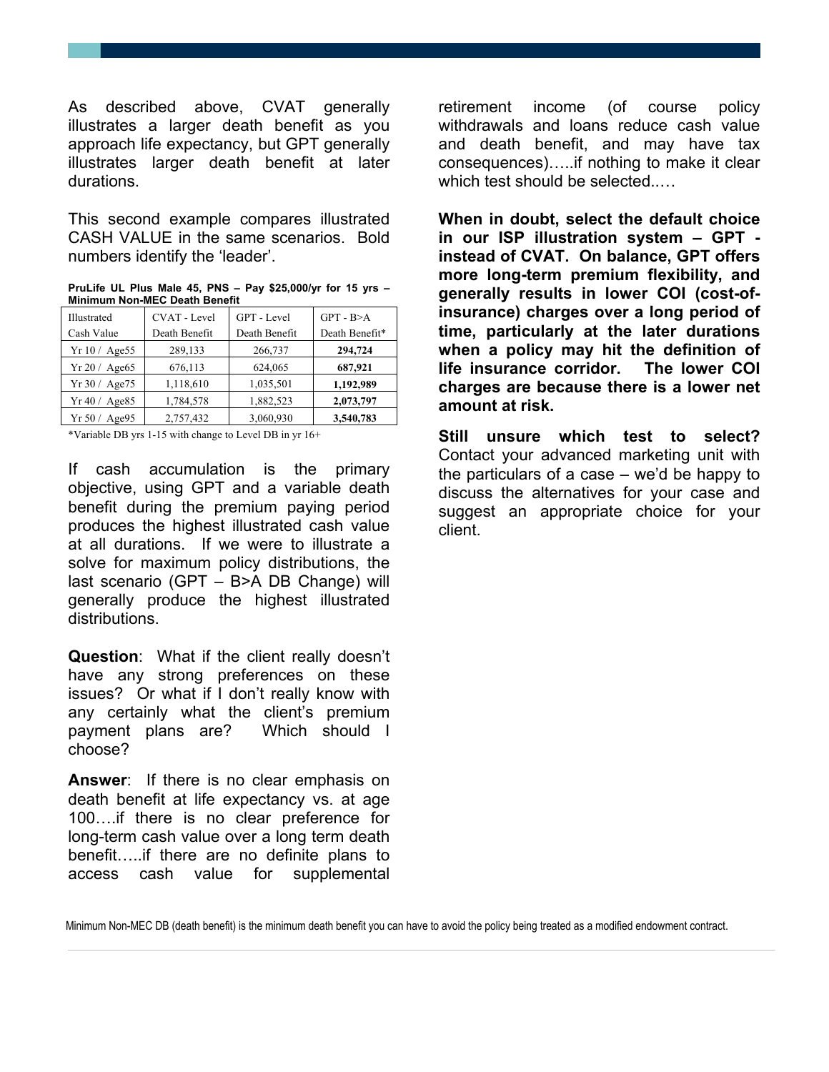As described above, CVAT generally illustrates a larger death benefit as you approach life expectancy, but GPT generally illustrates larger death benefit at later durations.

This second example compares illustrated CASH VALUE in the same scenarios. Bold numbers identify the 'leader'.

**PruLife UL Plus Male 45, PNS – Pay $25,000/yr for 15 yrs – Minimum Non-MEC Death Benefit**

| Illustrated Cash Value | CVAT - Level Death Benefit | GPT - Level Death Benefit | GPT - B>A Death Benefit* |
|---|---|---|---|
| Yr 10 / Age55 | 289,133 | 266,737 | **294,724** |
| Yr 20 / Age65 | 676,113 | 624,065 | **687,921** |
| Yr 30 / Age75 | 1,118,610 | 1,035,501 | **1,192,989** |
| Yr 40 / Age85 | 1,784,578 | 1,882,523 | **2,073,797** |
| Yr 50 / Age95 | 2,757,432 | 3,060,930 | **3,540,783** |

*Variable DB yrs 1-15 with change to Level DB in yr 16+

If cash accumulation is the primary objective, using GPT and a variable death benefit during the premium paying period produces the highest illustrated cash value at all durations. If we were to illustrate a solve for maximum policy distributions, the last scenario (GPT – B>A DB Change) will generally produce the highest illustrated distributions.

**Question**: What if the client really doesn't have any strong preferences on these issues? Or what if I don't really know with any certainly what the client's premium payment plans are? Which should I choose?

**Answer**: If there is no clear emphasis on death benefit at life expectancy vs. at age 100….if there is no clear preference for long-term cash value over a long term death benefit…..if there are no definite plans to access cash value for supplemental retirement income (of course policy withdrawals and loans reduce cash value and death benefit, and may have tax consequences)…..if nothing to make it clear which test should be selected..…

**When in doubt, select the default choice in our ISP illustration system – GPT - instead of CVAT. On balance, GPT offers more long-term premium flexibility, and generally results in lower COI (cost-of-insurance) charges over a long period of time, particularly at the later durations when a policy may hit the definition of life insurance corridor. The lower COI charges are because there is a lower net amount at risk.**

**Still unsure which test to select?** Contact your advanced marketing unit with the particulars of a case – we'd be happy to discuss the alternatives for your case and suggest an appropriate choice for your client.

Minimum Non-MEC DB (death benefit) is the minimum death benefit you can have to avoid the policy being treated as a modified endowment contract.